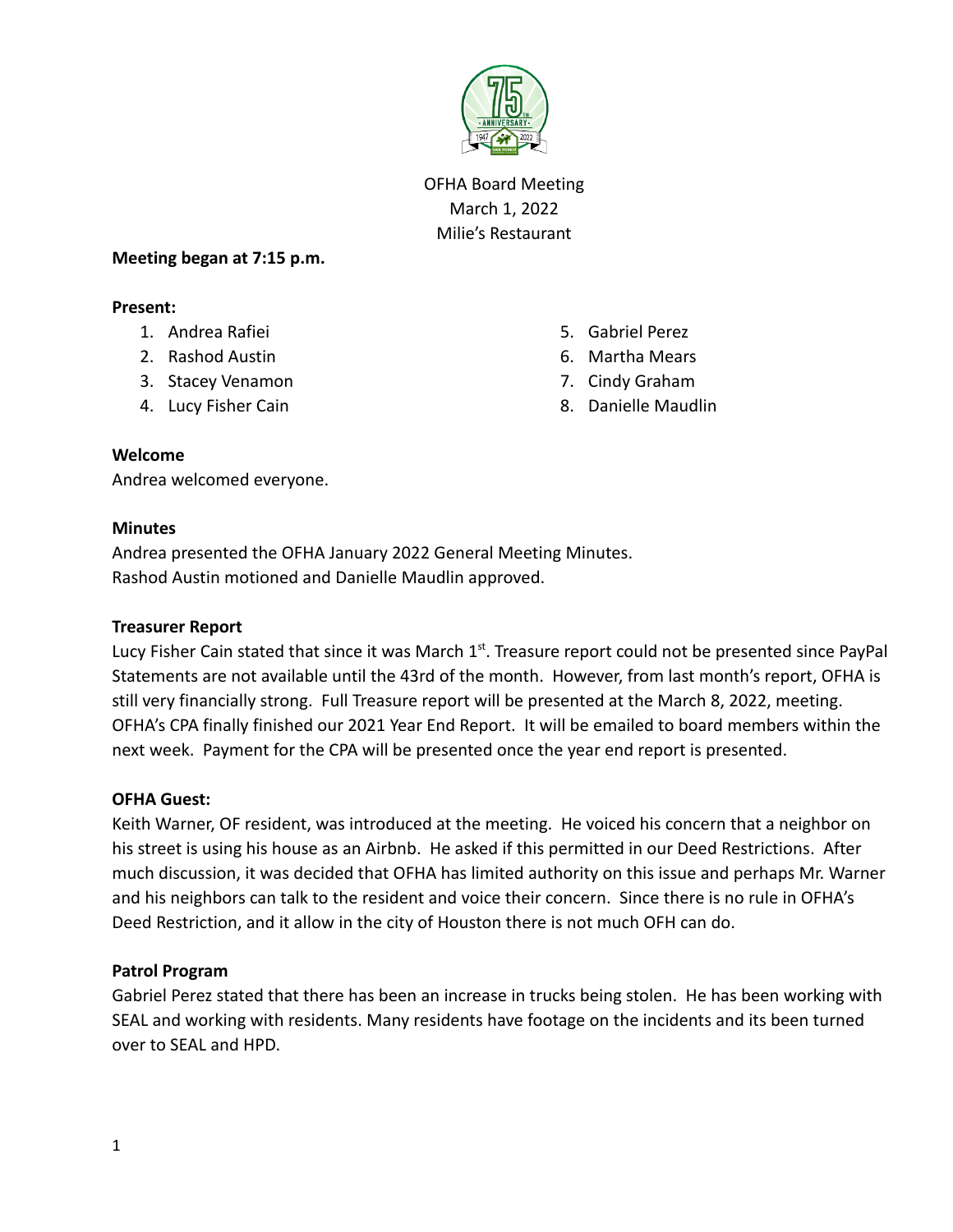OFHA Board Meeting
March 1, 2022
Milie's Restaurant

**Meeting began at 7:15 p.m.**

**Present:**

1. Andrea Rafiei
2. Rashod Austin
3. Stacey Venamon
4. Lucy Fisher Cain
5. Gabriel Perez
6. Martha Mears
7. Cindy Graham
8. Danielle Maudlin

**Welcome**

Andrea welcomed everyone.

**Minutes**

Andrea presented the OFHA January 2022 General Meeting Minutes.
Rashod Austin motioned and Danielle Maudlin approved.

**Treasurer Report**

Lucy Fisher Cain stated that since it was March 1st. Treasure report could not be presented since PayPal Statements are not available until the 43rd of the month. However, from last month's report, OFHA is still very financially strong. Full Treasure report will be presented at the March 8, 2022, meeting. OFHA's CPA finally finished our 2021 Year End Report. It will be emailed to board members within the next week. Payment for the CPA will be presented once the year end report is presented.

**OFHA Guest:**

Keith Warner, OF resident, was introduced at the meeting. He voiced his concern that a neighbor on his street is using his house as an Airbnb. He asked if this permitted in our Deed Restrictions. After much discussion, it was decided that OFHA has limited authority on this issue and perhaps Mr. Warner and his neighbors can talk to the resident and voice their concern. Since there is no rule in OFHA's Deed Restriction, and it allow in the city of Houston there is not much OFH can do.

**Patrol Program**

Gabriel Perez stated that there has been an increase in trucks being stolen. He has been working with SEAL and working with residents. Many residents have footage on the incidents and its been turned over to SEAL and HPD.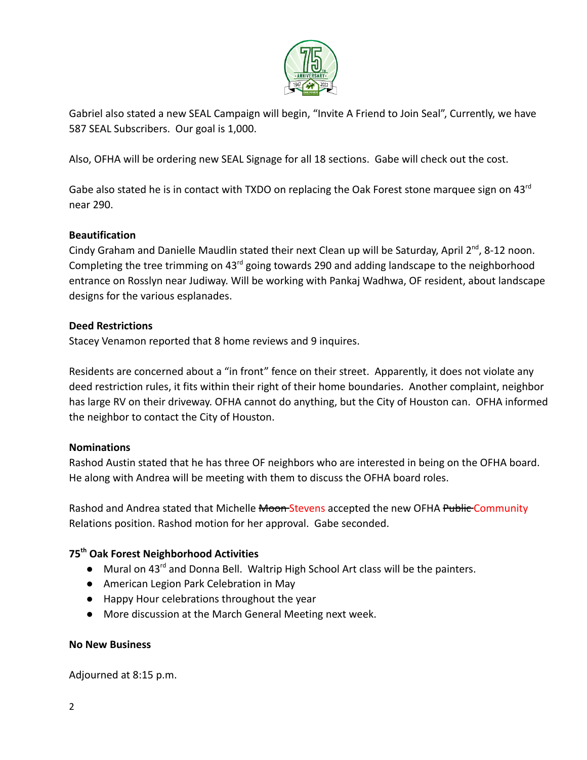Gabriel also stated a new SEAL Campaign will begin, "Invite A Friend to Join Seal", Currently, we have 587 SEAL Subscribers. Our goal is 1,000.

Also, OFHA will be ordering new SEAL Signage for all 18 sections. Gabe will check out the cost.

Gabe also stated he is in contact with TXDO on replacing the Oak Forest stone marquee sign on 43rd near 290.

**Beautification**
Cindy Graham and Danielle Maudlin stated their next Clean up will be Saturday, April 2nd, 8-12 noon. Completing the tree trimming on 43rd going towards 290 and adding landscape to the neighborhood entrance on Rosslyn near Judiway. Will be working with Pankaj Wadhwa, OF resident, about landscape designs for the various esplanades.

**Deed Restrictions**
Stacey Venamon reported that 8 home reviews and 9 inquires.

Residents are concerned about a "in front" fence on their street. Apparently, it does not violate any deed restriction rules, it fits within their right of their home boundaries. Another complaint, neighbor has large RV on their driveway. OFHA cannot do anything, but the City of Houston can. OFHA informed the neighbor to contact the City of Houston.

**Nominations**
Rashod Austin stated that he has three OF neighbors who are interested in being on the OFHA board. He along with Andrea will be meeting with them to discuss the OFHA board roles.

Rashod and Andrea stated that Michelle ~~Moon~~ Stevens accepted the new OFHA ~~Public~~ Community Relations position. Rashod motion for her approval. Gabe seconded.

**75th Oak Forest Neighborhood Activities**

- Mural on 43rd and Donna Bell. Waltrip High School Art class will be the painters.
- American Legion Park Celebration in May
- Happy Hour celebrations throughout the year
- More discussion at the March General Meeting next week.

**No New Business**

Adjourned at 8:15 p.m.